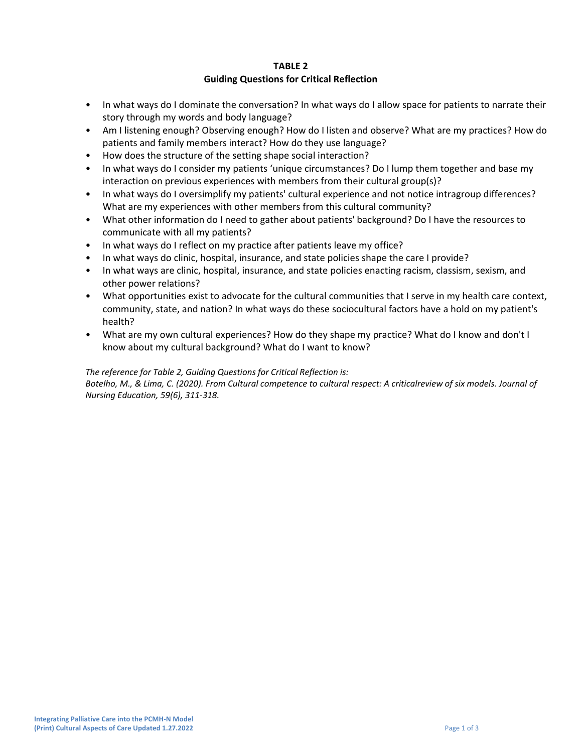**TABLE 2**
**Guiding Questions for Critical Reflection**

- In what ways do I dominate the conversation? In what ways do I allow space for patients to narrate their story through my words and body language?
- Am I listening enough? Observing enough? How do I listen and observe? What are my practices? How do patients and family members interact? How do they use language?
- How does the structure of the setting shape social interaction?
- In what ways do I consider my patients 'unique circumstances? Do I lump them together and base my interaction on previous experiences with members from their cultural group(s)?
- In what ways do I oversimplify my patients' cultural experience and not notice intragroup differences? What are my experiences with other members from this cultural community?
- What other information do I need to gather about patients' background? Do I have the resources to communicate with all my patients?
- In what ways do I reflect on my practice after patients leave my office?
- In what ways do clinic, hospital, insurance, and state policies shape the care I provide?
- In what ways are clinic, hospital, insurance, and state policies enacting racism, classism, sexism, and other power relations?
- What opportunities exist to advocate for the cultural communities that I serve in my health care context, community, state, and nation? In what ways do these sociocultural factors have a hold on my patient's health?
- What are my own cultural experiences? How do they shape my practice? What do I know and don't I know about my cultural background? What do I want to know?

*The reference for Table 2, Guiding Questions for Critical Reflection is:*
*Botelho, M., & Lima, C. (2020). From Cultural competence to cultural respect: A criticalreview of six models. Journal of Nursing Education, 59(6), 311-318.*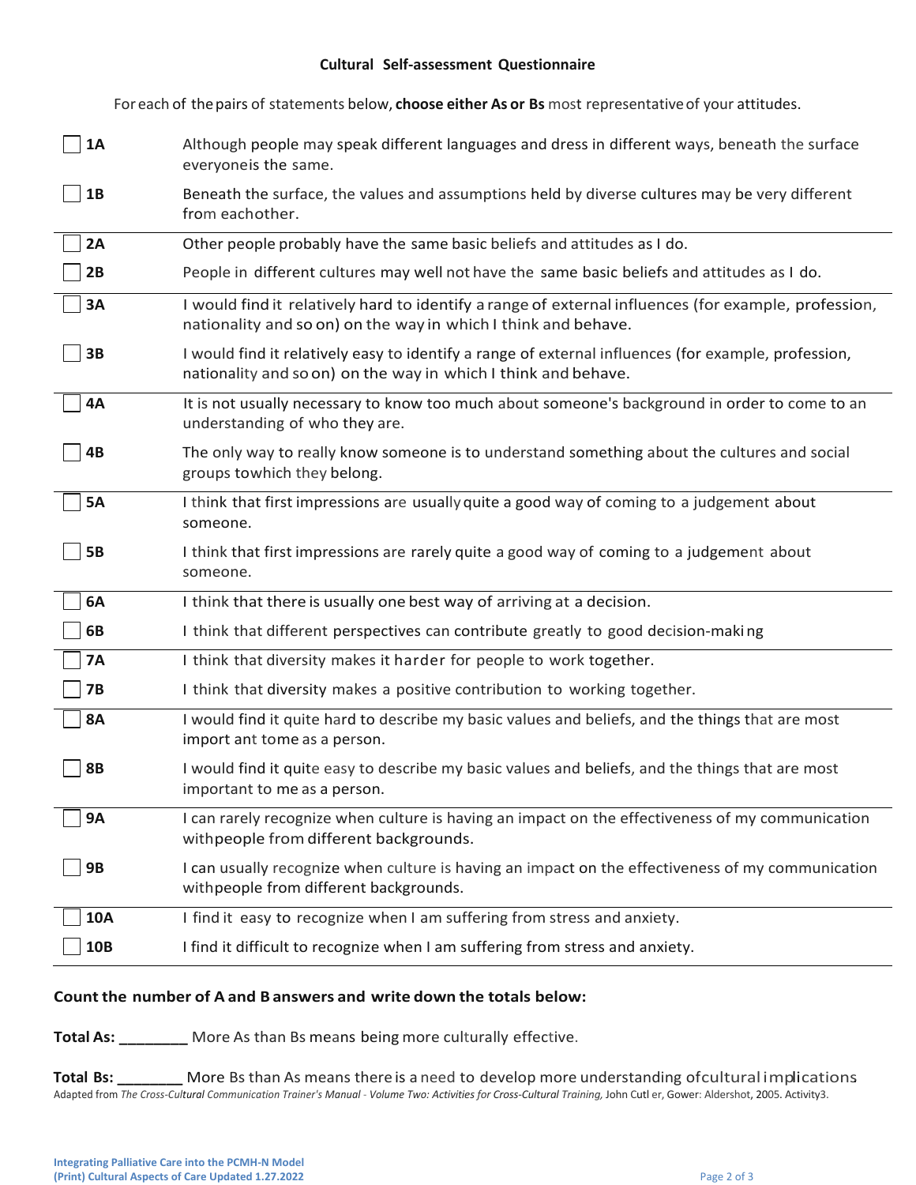## Cultural Self-assessment Questionnaire

For each of the pairs of statements below, **choose either As or Bs** most representative of your attitudes.

| | |
|---|---|
| ☐ **1A** | Although people may speak different languages and dress in different ways, beneath the surface everyoneis the same. |
| ☐ **1B** | Beneath the surface, the values and assumptions held by diverse cultures may be very different from eachother. |
| ☐ **2A** | Other people probably have the same basic beliefs and attitudes as I do. |
| ☐ **2B** | People in different cultures may well not have the same basic beliefs and attitudes as I do. |
| ☐ **3A** | I would find it relatively hard to identify a range of external influences (for example, profession, nationality and so on) on the way in which I think and behave. |
| ☐ **3B** | I would find it relatively easy to identify a range of external influences (for example, profession, nationality and so on) on the way in which I think and behave. |
| ☐ **4A** | It is not usually necessary to know too much about someone's background in order to come to an understanding of who they are. |
| ☐ **4B** | The only way to really know someone is to understand something about the cultures and social groups towhich they belong. |
| ☐ **5A** | I think that first impressions are usually quite a good way of coming to a judgement about someone. |
| ☐ **5B** | I think that first impressions are rarely quite a good way of coming to a judgement about someone. |
| ☐ **6A** | I think that there is usually one best way of arriving at a decision. |
| ☐ **6B** | I think that different perspectives can contribute greatly to good decision-making |
| ☐ **7A** | I think that diversity makes it harder for people to work together. |
| ☐ **7B** | I think that diversity makes a positive contribution to working together. |
| ☐ **8A** | I would find it quite hard to describe my basic values and beliefs, and the things that are most important tome as a person. |
| ☐ **8B** | I would find it quite easy to describe my basic values and beliefs, and the things that are most important to me as a person. |
| ☐ **9A** | I can rarely recognize when culture is having an impact on the effectiveness of my communication withpeople from different backgrounds. |
| ☐ **9B** | I can usually recognize when culture is having an impact on the effectiveness of my communication withpeople from different backgrounds. |
| ☐ **10A** | I find it easy to recognize when I am suffering from stress and anxiety. |
| ☐ **10B** | I find it difficult to recognize when I am suffering from stress and anxiety. |

**Count the number of A and B answers and write down the totals below:**

**Total As: ________** More As than Bs means being more culturally effective.

**Total Bs: ________** More Bs than As means there is a need to develop more understanding ofcultural implications

Adapted from *The Cross-Cultural Communication Trainer's Manual - Volume Two: Activities for Cross-Cultural Training,* John Cutler, Gower: Aldershot, 2005. Activity3.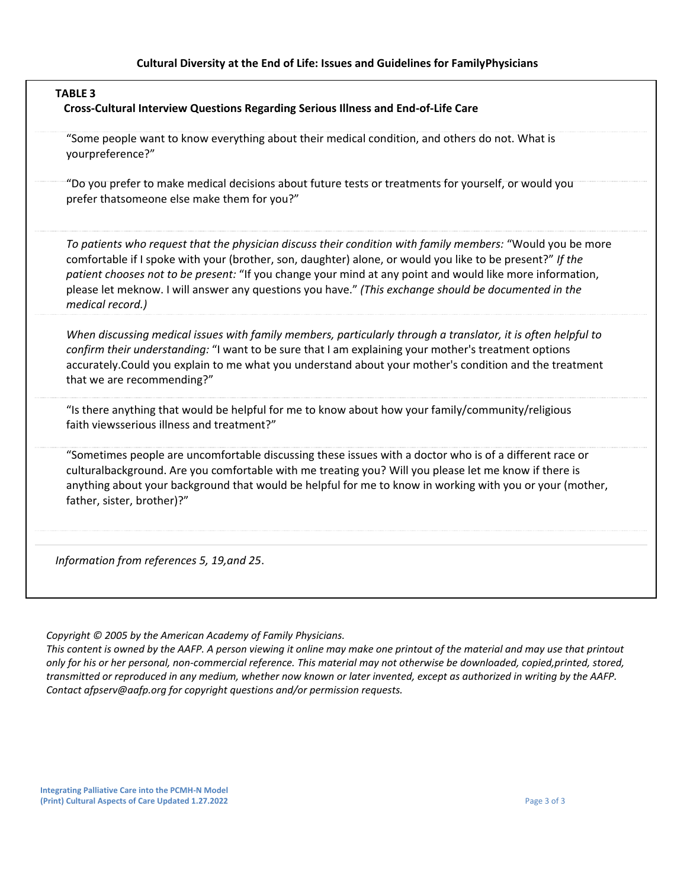## Cultural Diversity at the End of Life: Issues and Guidelines for FamilyPhysicians

**TABLE 3**

**Cross-Cultural Interview Questions Regarding Serious Illness and End-of-Life Care**

"Some people want to know everything about their medical condition, and others do not. What is yourpreference?"

"Do you prefer to make medical decisions about future tests or treatments for yourself, or would you prefer thatsomeone else make them for you?"

*To patients who request that the physician discuss their condition with family members:* "Would you be more comfortable if I spoke with your (brother, son, daughter) alone, or would you like to be present?" *If the patient chooses not to be present:* "If you change your mind at any point and would like more information, please let meknow. I will answer any questions you have." *(This exchange should be documented in the medical record.)*

*When discussing medical issues with family members, particularly through a translator, it is often helpful to confirm their understanding:* "I want to be sure that I am explaining your mother's treatment options accurately.Could you explain to me what you understand about your mother's condition and the treatment that we are recommending?"

"Is there anything that would be helpful for me to know about how your family/community/religious faith viewsserious illness and treatment?"

"Sometimes people are uncomfortable discussing these issues with a doctor who is of a different race or culturalbackground. Are you comfortable with me treating you? Will you please let me know if there is anything about your background that would be helpful for me to know in working with you or your (mother, father, sister, brother)?"

*Information from references 5, 19,and 25*.

*Copyright © 2005 by the American Academy of Family Physicians.*
*This content is owned by the AAFP. A person viewing it online may make one printout of the material and may use that printout only for his or her personal, non-commercial reference. This material may not otherwise be downloaded, copied,printed, stored, transmitted or reproduced in any medium, whether now known or later invented, except as authorized in writing by the AAFP. Contact afpserv@aafp.org for copyright questions and/or permission requests.*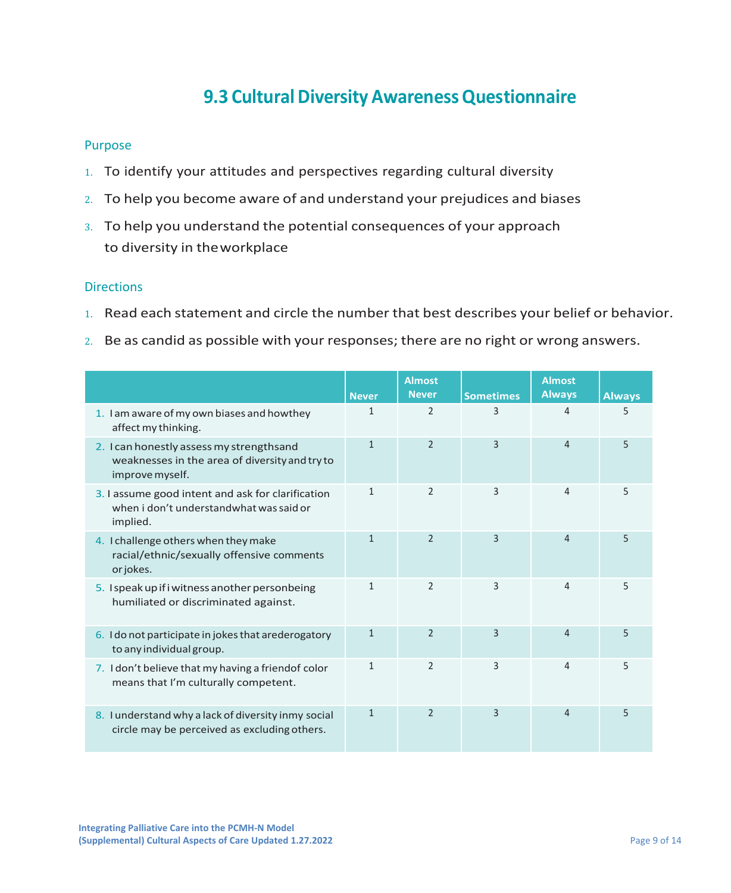# 9.3 Cultural Diversity Awareness Questionnaire

## Purpose

1. To identify your attitudes and perspectives regarding cultural diversity
2. To help you become aware of and understand your prejudices and biases
3. To help you understand the potential consequences of your approach to diversity in the workplace

## Directions

1. Read each statement and circle the number that best describes your belief or behavior.
2. Be as candid as possible with your responses; there are no right or wrong answers.

| | Never | Almost Never | Sometimes | Almost Always | Always |
|---|---|---|---|---|---|
| 1. I am aware of my own biases and how they affect my thinking. | 1 | 2 | 3 | 4 | 5 |
| 2. I can honestly assess my strengths and weaknesses in the area of diversity and try to improve myself. | 1 | 2 | 3 | 4 | 5 |
| 3. I assume good intent and ask for clarification when i don't understand what was said or implied. | 1 | 2 | 3 | 4 | 5 |
| 4. I challenge others when they make racial/ethnic/sexually offensive comments or jokes. | 1 | 2 | 3 | 4 | 5 |
| 5. I speak up if i witness another person being humiliated or discriminated against. | 1 | 2 | 3 | 4 | 5 |
| 6. I do not participate in jokes that are derogatory to any individual group. | 1 | 2 | 3 | 4 | 5 |
| 7. I don't believe that my having a friend of color means that I'm culturally competent. | 1 | 2 | 3 | 4 | 5 |
| 8. I understand why a lack of diversity in my social circle may be perceived as excluding others. | 1 | 2 | 3 | 4 | 5 |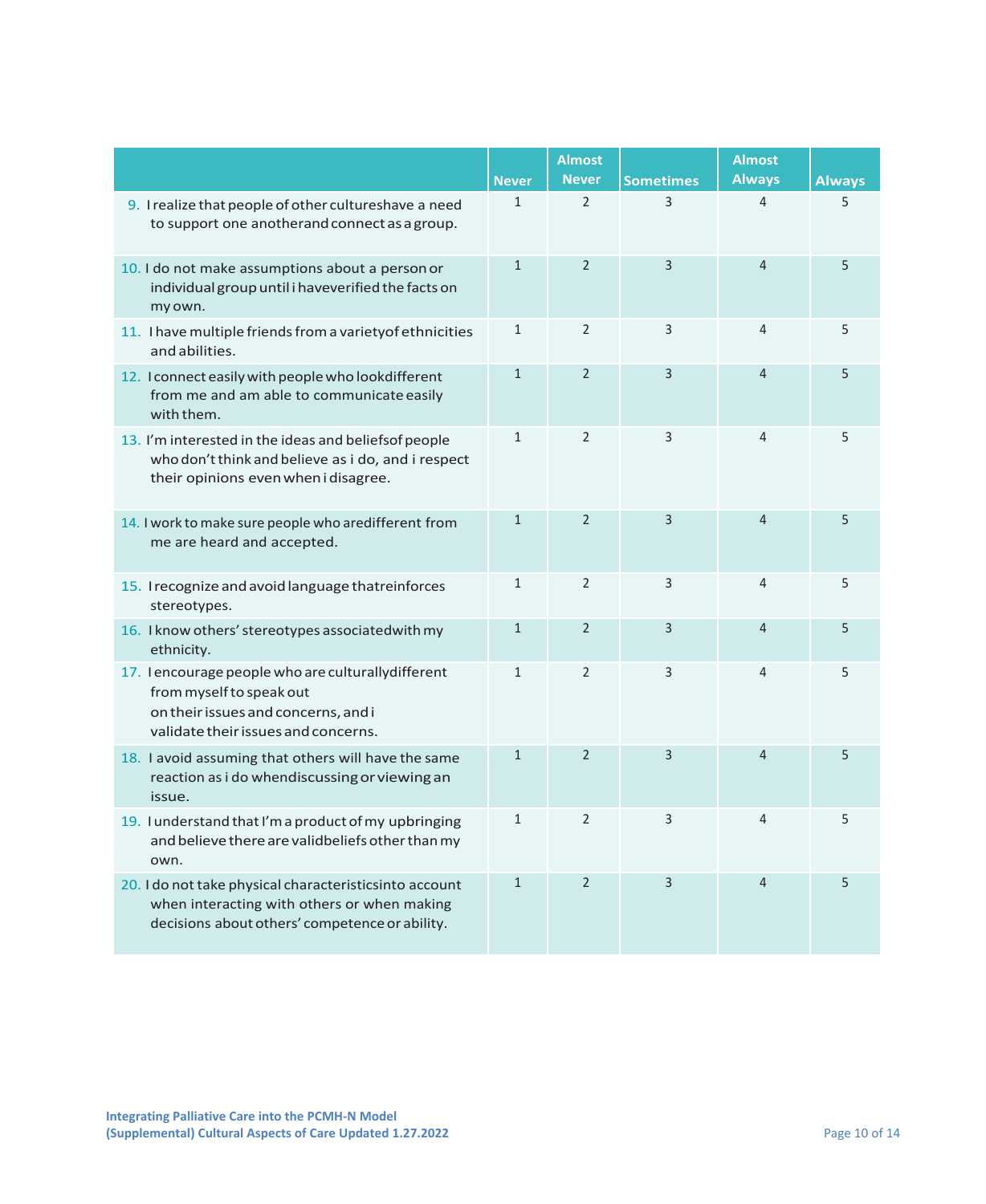| | Never | Almost Never | Sometimes | Almost Always | Always |
|---|---|---|---|---|---|
| 9. I realize that people of other cultureshave a need to support one anotherand connect as a group. | 1 | 2 | 3 | 4 | 5 |
| 10. I do not make assumptions about a person or individual group until i haveverified the facts on my own. | 1 | 2 | 3 | 4 | 5 |
| 11. I have multiple friends from a varietyof ethnicities and abilities. | 1 | 2 | 3 | 4 | 5 |
| 12. I connect easily with people who lookdifferent from me and am able to communicate easily with them. | 1 | 2 | 3 | 4 | 5 |
| 13. I'm interested in the ideas and beliefsof people who don't think and believe as i do, and i respect their opinions even when i disagree. | 1 | 2 | 3 | 4 | 5 |
| 14. I work to make sure people who aredifferent from me are heard and accepted. | 1 | 2 | 3 | 4 | 5 |
| 15. I recognize and avoid language thatreinforces stereotypes. | 1 | 2 | 3 | 4 | 5 |
| 16. I know others' stereotypes associatedwith my ethnicity. | 1 | 2 | 3 | 4 | 5 |
| 17. I encourage people who are culturallydifferent from myself to speak out on their issues and concerns, and i validate their issues and concerns. | 1 | 2 | 3 | 4 | 5 |
| 18. I avoid assuming that others will have the same reaction as i do whendiscussing or viewing an issue. | 1 | 2 | 3 | 4 | 5 |
| 19. I understand that I'm a product of my upbringing and believe there are validbeliefs other than my own. | 1 | 2 | 3 | 4 | 5 |
| 20. I do not take physical characteristicsinto account when interacting with others or when making decisions about others' competence or ability. | 1 | 2 | 3 | 4 | 5 |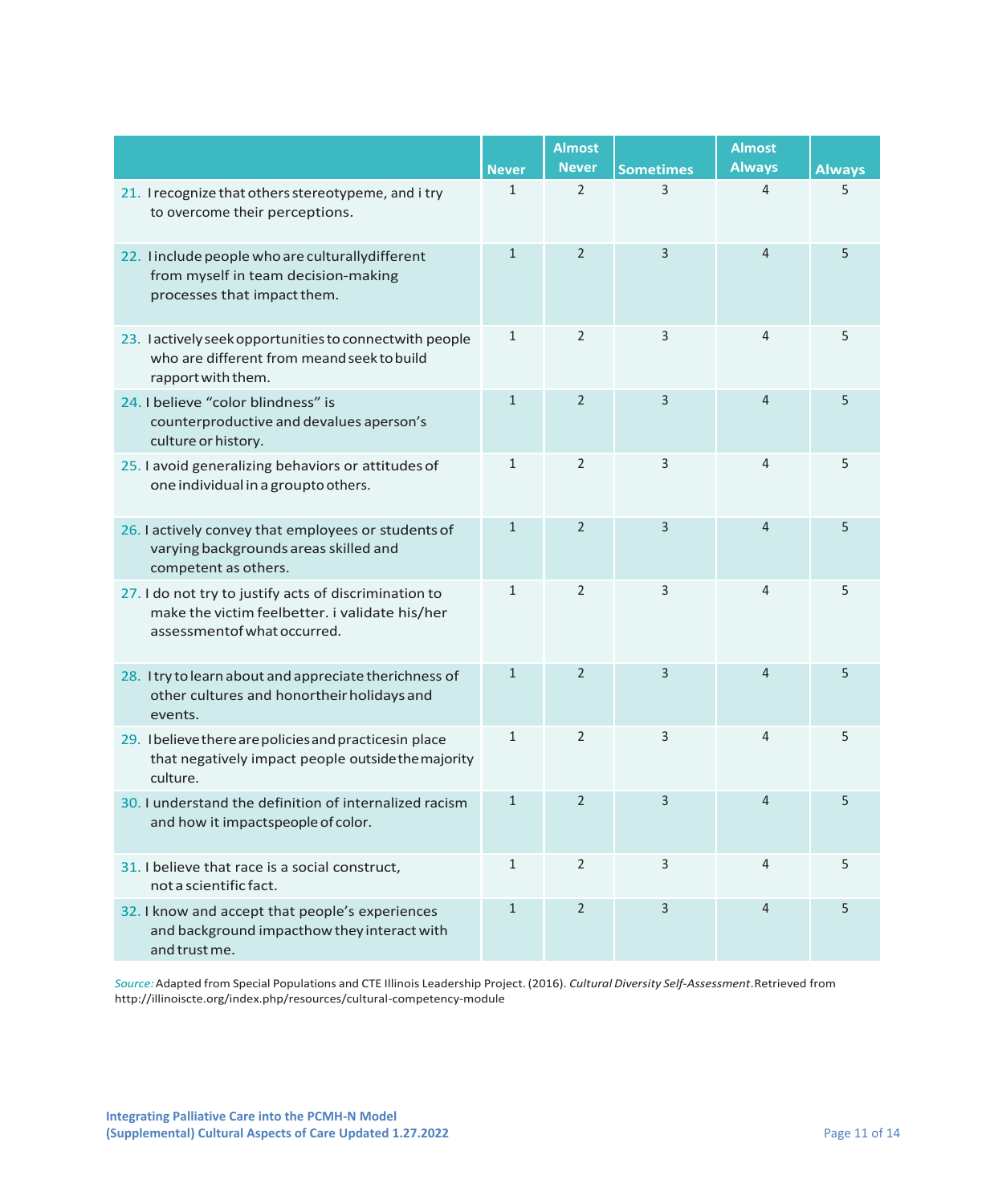| | Never | Almost Never | Sometimes | Almost Always | Always |
|---|---|---|---|---|---|
| 21. I recognize that others stereotype me, and i try to overcome their perceptions. | 1 | 2 | 3 | 4 | 5 |
| 22. I include people who are culturally different from myself in team decision-making processes that impact them. | 1 | 2 | 3 | 4 | 5 |
| 23. I actively seek opportunities to connect with people who are different from me and seek to build rapport with them. | 1 | 2 | 3 | 4 | 5 |
| 24. I believe "color blindness" is counterproductive and devalues a person's culture or history. | 1 | 2 | 3 | 4 | 5 |
| 25. I avoid generalizing behaviors or attitudes of one individual in a group to others. | 1 | 2 | 3 | 4 | 5 |
| 26. I actively convey that employees or students of varying backgrounds are as skilled and competent as others. | 1 | 2 | 3 | 4 | 5 |
| 27. I do not try to justify acts of discrimination to make the victim feel better. i validate his/her assessment of what occurred. | 1 | 2 | 3 | 4 | 5 |
| 28. I try to learn about and appreciate the richness of other cultures and honor their holidays and events. | 1 | 2 | 3 | 4 | 5 |
| 29. I believe there are policies and practices in place that negatively impact people outside the majority culture. | 1 | 2 | 3 | 4 | 5 |
| 30. I understand the definition of internalized racism and how it impacts people of color. | 1 | 2 | 3 | 4 | 5 |
| 31. I believe that race is a social construct, not a scientific fact. | 1 | 2 | 3 | 4 | 5 |
| 32. I know and accept that people's experiences and background impact how they interact with and trust me. | 1 | 2 | 3 | 4 | 5 |

*Source:* Adapted from Special Populations and CTE Illinois Leadership Project. (2016). *Cultural Diversity Self-Assessment*. Retrieved from http://illinoiscte.org/index.php/resources/cultural-competency-module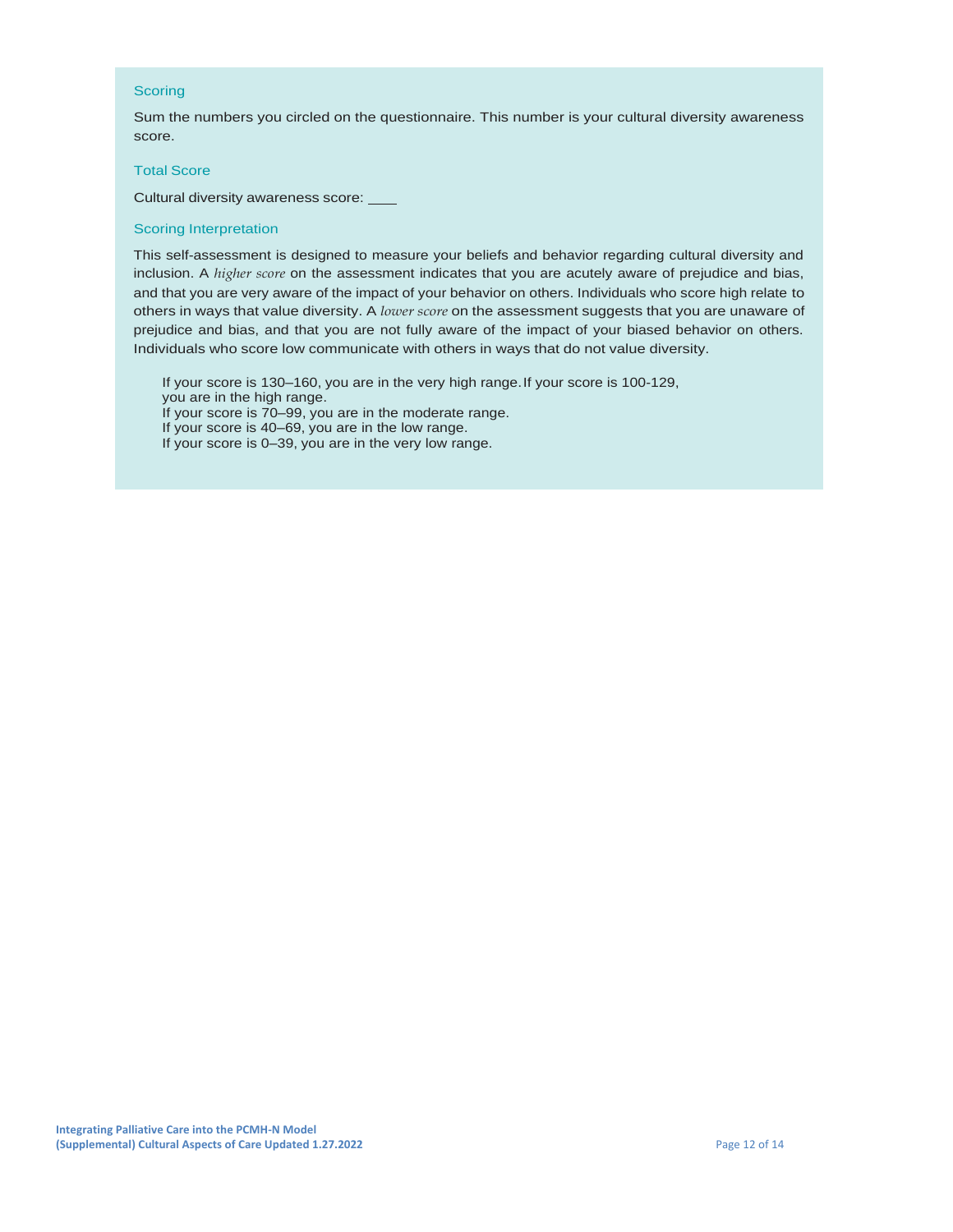### Scoring

Sum the numbers you circled on the questionnaire. This number is your cultural diversity awareness score.

### Total Score

Cultural diversity awareness score: ____

### Scoring Interpretation

This self-assessment is designed to measure your beliefs and behavior regarding cultural diversity and inclusion. A *higher score* on the assessment indicates that you are acutely aware of prejudice and bias, and that you are very aware of the impact of your behavior on others. Individuals who score high relate to others in ways that value diversity. A *lower score* on the assessment suggests that you are unaware of prejudice and bias, and that you are not fully aware of the impact of your biased behavior on others. Individuals who score low communicate with others in ways that do not value diversity.

If your score is 130–160, you are in the very high range. If your score is 100-129, you are in the high range.
If your score is 70–99, you are in the moderate range.
If your score is 40–69, you are in the low range.
If your score is 0–39, you are in the very low range.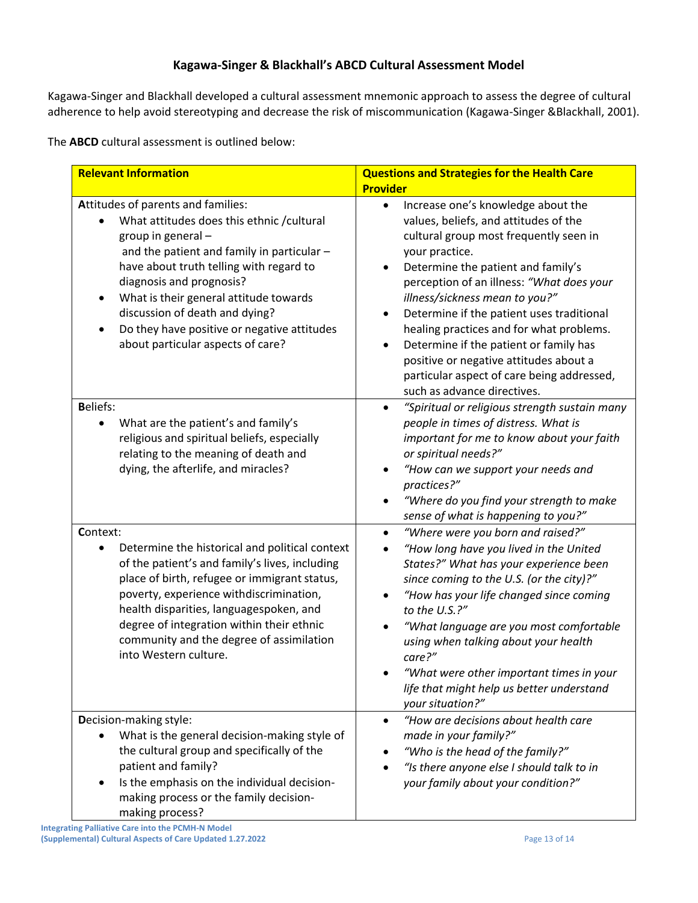## Kagawa-Singer & Blackhall's ABCD Cultural Assessment Model

Kagawa-Singer and Blackhall developed a cultural assessment mnemonic approach to assess the degree of cultural adherence to help avoid stereotyping and decrease the risk of miscommunication (Kagawa-Singer &Blackhall, 2001).

The **ABCD** cultural assessment is outlined below:

| **Relevant Information** | **Questions and Strategies for the Health Care Provider** |
|---|---|
| **A**ttitudes of parents and families:<br>• What attitudes does this ethnic /cultural group in general – and the patient and family in particular – have about truth telling with regard to diagnosis and prognosis?<br>• What is their general attitude towards discussion of death and dying?<br>• Do they have positive or negative attitudes about particular aspects of care? | • Increase one's knowledge about the values, beliefs, and attitudes of the cultural group most frequently seen in your practice.<br>• Determine the patient and family's perception of an illness: *"What does your illness/sickness mean to you?"*<br>• Determine if the patient uses traditional healing practices and for what problems.<br>• Determine if the patient or family has positive or negative attitudes about a particular aspect of care being addressed, such as advance directives. |
| **B**eliefs:<br>• What are the patient's and family's religious and spiritual beliefs, especially relating to the meaning of death and dying, the afterlife, and miracles? | • *"Spiritual or religious strength sustain many people in times of distress. What is important for me to know about your faith or spiritual needs?"*<br>• *"How can we support your needs and practices?"*<br>• *"Where do you find your strength to make sense of what is happening to you?"* |
| **C**ontext:<br>• Determine the historical and political context of the patient's and family's lives, including place of birth, refugee or immigrant status, poverty, experience withdiscrimination, health disparities, languagespoken, and degree of integration within their ethnic community and the degree of assimilation into Western culture. | • *"Where were you born and raised?"*<br>• *"How long have you lived in the United States?" What has your experience been since coming to the U.S. (or the city)?"*<br>• *"How has your life changed since coming to the U.S.?"*<br>• *"What language are you most comfortable using when talking about your health care?"*<br>• *"What were other important times in your life that might help us better understand your situation?"* |
| **D**ecision-making style:<br>• What is the general decision-making style of the cultural group and specifically of the patient and family?<br>• Is the emphasis on the individual decision-making process or the family decision-making process? | • *"How are decisions about health care made in your family?"*<br>• *"Who is the head of the family?"*<br>• *"Is there anyone else I should talk to in your family about your condition?"* |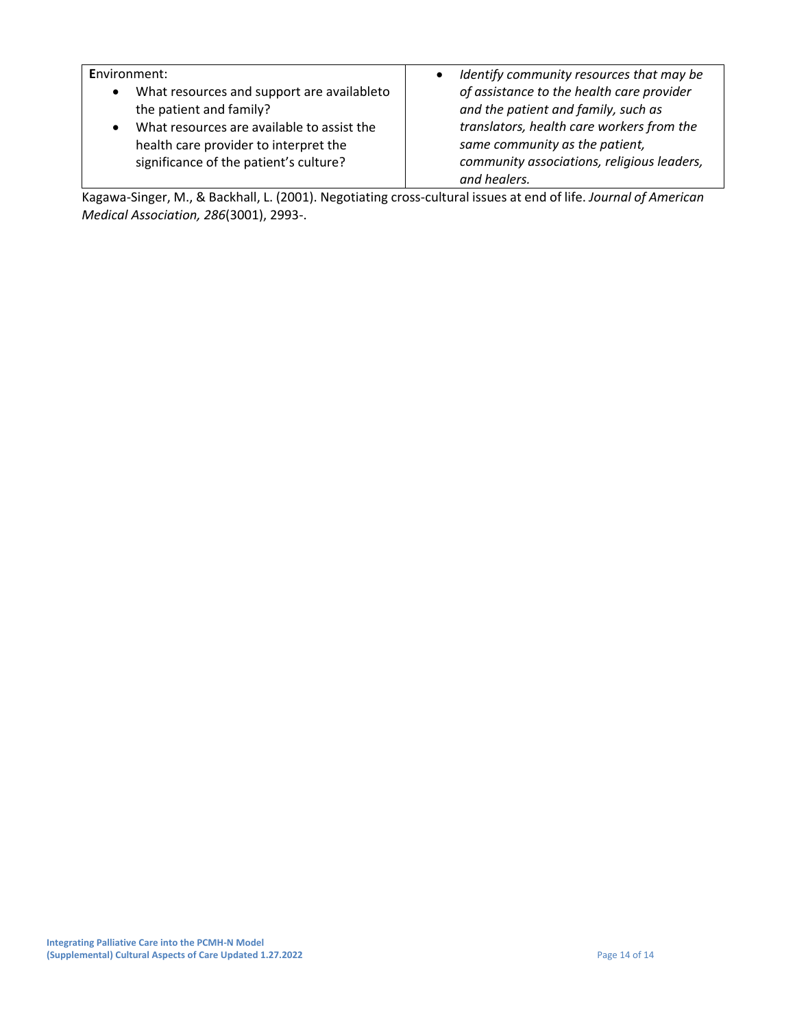| | |
|---|---|
| **E**nvironment:<br>• What resources and support are availableto the patient and family?<br>• What resources are available to assist the health care provider to interpret the significance of the patient's culture? | • *Identify community resources that may be of assistance to the health care provider and the patient and family, such as translators, health care workers from the same community as the patient, community associations, religious leaders, and healers.* |

Kagawa-Singer, M., & Backhall, L. (2001). Negotiating cross-cultural issues at end of life. *Journal of American Medical Association, 286*(3001), 2993-.